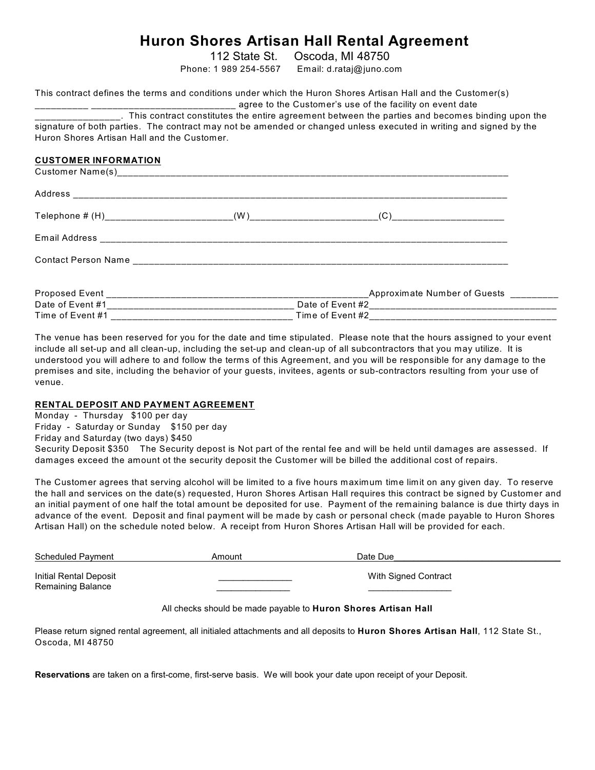# Huron Shores Artisan Hall Rental Agreement

112 State St.     Oscoda, MI 48750

Phone: 1 989 254-5567     Email: d.rataj@juno.com

This contract defines the terms and conditions under which the Huron Shores Artisan Hall and the Customer(s) __________ ____________________________ agree to the Customer's use of the facility on event date ________________. This contract constitutes the entire agreement between the parties and becomes binding upon the signature of both parties. The contract may not be amended or changed unless executed in writing and signed by the Huron Shores Artisan Hall and the Customer.

**CUSTOMER INFORMATION**

Customer Name(s)_______________________________________________________________________________

Address ________________________________________________________________________________________

Telephone # (H)________________________(W)________________________(C)_____________________

Email Address _________________________________________________________________________________

Contact Person Name ___________________________________________________________________________

Proposed Event ____________________________________________________Approximate Number of Guests _________

Date of Event #1____________________________________ Date of Event #2____________________________________

Time of Event #1 ___________________________________ Time of Event #2____________________________________

The venue has been reserved for you for the date and time stipulated. Please note that the hours assigned to your event include all set-up and all clean-up, including the set-up and clean-up of all subcontractors that you may utilize. It is understood you will adhere to and follow the terms of this Agreement, and you will be responsible for any damage to the premises and site, including the behavior of your guests, invitees, agents or sub-contractors resulting from your use of venue.

**RENTAL DEPOSIT AND PAYMENT AGREEMENT**

Monday - Thursday $100 per day

Friday - Saturday or Sunday $150 per day

Friday and Saturday (two days) $450

Security Deposit $350 The Security depost is Not part of the rental fee and will be held until damages are assessed. If damages exceed the amount ot the security deposit the Customer will be billed the additional cost of repairs.

The Customer agrees that serving alcohol will be limited to a five hours maximum time limit on any given day. To reserve the hall and services on the date(s) requested, Huron Shores Artisan Hall requires this contract be signed by Customer and an initial payment of one half the total amount be deposited for use. Payment of the remaining balance is due thirty days in advance of the event. Deposit and final payment will be made by cash or personal check (made payable to Huron Shores Artisan Hall) on the schedule noted below. A receipt from Huron Shores Artisan Hall will be provided for each.

| Scheduled Payment | Amount | Date Due |
|---|---|---|
| Initial Rental Deposit | _______________ | With Signed Contract |
| Remaining Balance | _______________ | _________________ |

All checks should be made payable to **Huron Shores Artisan Hall**

Please return signed rental agreement, all initialed attachments and all deposits to **Huron Shores Artisan Hall**, 112 State St., Oscoda, MI 48750

**Reservations** are taken on a first-come, first-serve basis. We will book your date upon receipt of your Deposit.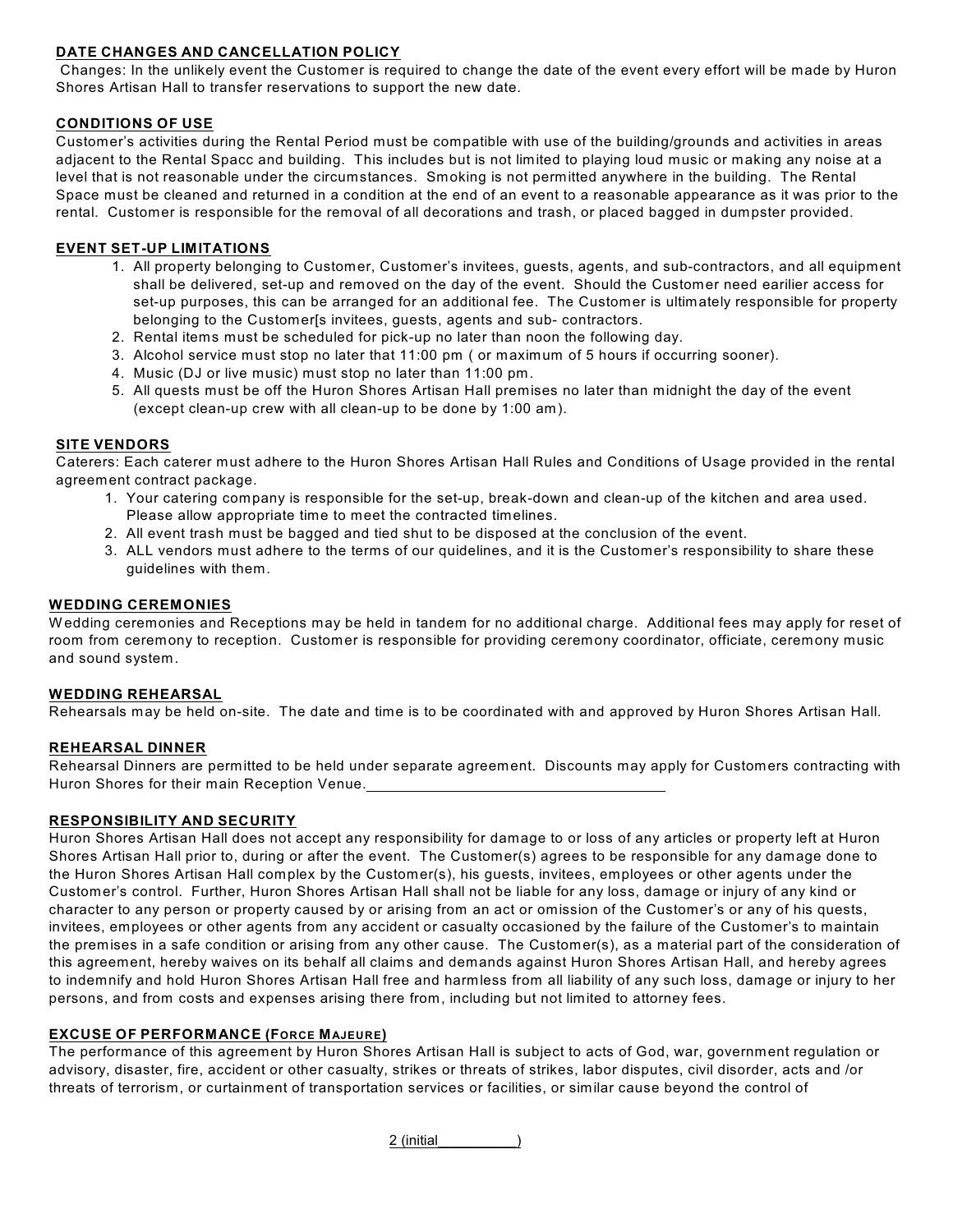**DATE CHANGES AND CANCELLATION POLICY**

Changes: In the unlikely event the Customer is required to change the date of the event every effort will be made by Huron Shores Artisan Hall to transfer reservations to support the new date.

**CONDITIONS OF USE**

Customer's activities during the Rental Period must be compatible with use of the building/grounds and activities in areas adjacent to the Rental Spacc and building. This includes but is not limited to playing loud music or making any noise at a level that is not reasonable under the circumstances. Smoking is not permitted anywhere in the building. The Rental Space must be cleaned and returned in a condition at the end of an event to a reasonable appearance as it was prior to the rental. Customer is responsible for the removal of all decorations and trash, or placed bagged in dumpster provided.

**EVENT SET-UP LIMITATIONS**

1. All property belonging to Customer, Customer's invitees, guests, agents, and sub-contractors, and all equipment shall be delivered, set-up and removed on the day of the event. Should the Customer need earilier access for set-up purposes, this can be arranged for an additional fee. The Customer is ultimately responsible for property belonging to the Customer[s invitees, guests, agents and sub- contractors.
2. Rental items must be scheduled for pick-up no later than noon the following day.
3. Alcohol service must stop no later that 11:00 pm ( or maximum of 5 hours if occurring sooner).
4. Music (DJ or live music) must stop no later than 11:00 pm.
5. All quests must be off the Huron Shores Artisan Hall premises no later than midnight the day of the event (except clean-up crew with all clean-up to be done by 1:00 am).

**SITE VENDORS**

Caterers: Each caterer must adhere to the Huron Shores Artisan Hall Rules and Conditions of Usage provided in the rental agreement contract package.

1. Your catering company is responsible for the set-up, break-down and clean-up of the kitchen and area used. Please allow appropriate time to meet the contracted timelines.
2. All event trash must be bagged and tied shut to be disposed at the conclusion of the event.
3. ALL vendors must adhere to the terms of our quidelines, and it is the Customer's responsibility to share these guidelines with them.

**WEDDING CEREMONIES**

Wedding ceremonies and Receptions may be held in tandem for no additional charge. Additional fees may apply for reset of room from ceremony to reception. Customer is responsible for providing ceremony coordinator, officiate, ceremony music and sound system.

**WEDDING REHEARSAL**

Rehearsals may be held on-site. The date and time is to be coordinated with and approved by Huron Shores Artisan Hall.

**REHEARSAL DINNER**

Rehearsal Dinners are permitted to be held under separate agreement. Discounts may apply for Customers contracting with Huron Shores for their main Reception Venue.\_\_\_\_\_\_\_\_\_\_\_\_\_\_\_\_\_\_\_\_\_\_\_\_\_\_\_\_\_\_\_\_\_\_\_\_

**RESPONSIBILITY AND SECURITY**

Huron Shores Artisan Hall does not accept any responsibility for damage to or loss of any articles or property left at Huron Shores Artisan Hall prior to, during or after the event. The Customer(s) agrees to be responsible for any damage done to the Huron Shores Artisan Hall complex by the Customer(s), his guests, invitees, employees or other agents under the Customer's control. Further, Huron Shores Artisan Hall shall not be liable for any loss, damage or injury of any kind or character to any person or property caused by or arising from an act or omission of the Customer's or any of his quests, invitees, employees or other agents from any accident or casualty occasioned by the failure of the Customer's to maintain the premises in a safe condition or arising from any other cause. The Customer(s), as a material part of the consideration of this agreement, hereby waives on its behalf all claims and demands against Huron Shores Artisan Hall, and hereby agrees to indemnify and hold Huron Shores Artisan Hall free and harmless from all liability of any such loss, damage or injury to her persons, and from costs and expenses arising there from, including but not limited to attorney fees.

**EXCUSE OF PERFORMANCE (FORCE MAJEURE)**

The performance of this agreement by Huron Shores Artisan Hall is subject to acts of God, war, government regulation or advisory, disaster, fire, accident or other casualty, strikes or threats of strikes, labor disputes, civil disorder, acts and /or threats of terrorism, or curtainment of transportation services or facilities, or similar cause beyond the control of

2 (initial\_\_\_\_\_\_\_\_\_\_)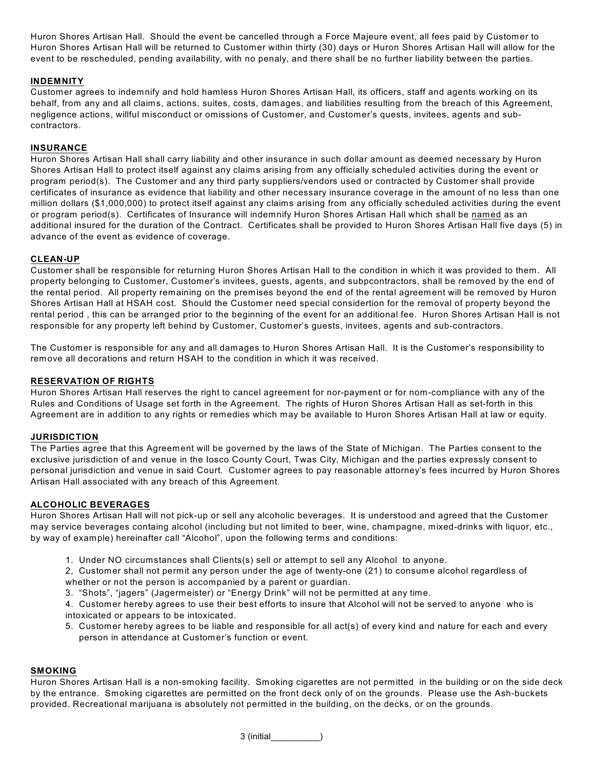Huron Shores Artisan Hall. Should the event be cancelled through a Force Majeure event, all fees paid by Customer to Huron Shores Artisan Hall will be returned to Customer within thirty (30) days or Huron Shores Artisan Hall will allow for the event to be rescheduled, pending availability, with no penaly, and there shall be no further liability between the parties.

**INDEMNITY**

Customer agrees to indemnify and hold hamless Huron Shores Artisan Hall, its officers, staff and agents working on its behalf, from any and all claims, actions, suites, costs, damages, and liabilities resulting from the breach of this Agreement, negligence actions, willful misconduct or omissions of Customer, and Customer's quests, invitees, agents and sub-contractors.

**INSURANCE**

Huron Shores Artisan Hall shall carry liability and other insurance in such dollar amount as deemed necessary by Huron Shores Artisan Hall to protect itself against any claims arising from any officially scheduled activities during the event or program period(s). The Customer and any third party suppliers/vendors used or contracted by Customer shall provide certificates of insurance as evidence that liability and other necessary insurance coverage in the amount of no less than one million dollars ($1,000,000) to protect itself against any claims arising from any officially scheduled activities during the event or program period(s). Certificates of Insurance will indemnify Huron Shores Artisan Hall which shall be named as an additional insured for the duration of the Contract. Certificates shall be provided to Huron Shores Artisan Hall five days (5) in advance of the event as evidence of coverage.

**CLEAN-UP**

Customer shall be responsible for returning Huron Shores Artisan Hall to the condition in which it was provided to them. All property belonging to Customer, Customer's invitees, guests, agents, and subpcontractors, shall be removed by the end of the rental period. All property remaining on the premises beyond the end of the rental agreement will be removed by Huron Shores Artisan Hall at HSAH cost. Should the Customer need special considertion for the removal of property beyond the rental period , this can be arranged prior to the beginning of the event for an additional fee. Huron Shores Artisan Hall is not responsible for any property left behind by Customer, Customer's guests, invitees, agents and sub-contractors.

The Customer is responsible for any and all damages to Huron Shores Artisan Hall. It is the Customer's responsibility to remove all decorations and return HSAH to the condition in which it was received.

**RESERVATION OF RIGHTS**

Huron Shores Artisan Hall reserves the right to cancel agreement for nor-payment or for nom-compliance with any of the Rules and Conditions of Usage set forth in the Agreement. The rights of Huron Shores Artisan Hall as set-forth in this Agreement are in addition to any rights or remedies which may be available to Huron Shores Artisan Hall at law or equity.

**JURISDICTION**

The Parties agree that this Agreement will be governed by the laws of the State of Michigan. The Parties consent to the exclusive jurisdiction of and venue in the Iosco County Court, Twas City, Michigan and the parties expressly consent to personal jurisdiction and venue in said Court. Customer agrees to pay reasonable attorney's fees incurred by Huron Shores Artisan Hall associated with any breach of this Agreement.

**ALCOHOLIC BEVERAGES**

Huron Shores Artisan Hall will not pick-up or sell any alcoholic beverages. It is understood and agreed that the Customer may service beverages containg alcohol (including but not limited to beer, wine, champagne, mixed-drinks with liquor, etc., by way of example) hereinafter call "Alcohol", upon the following terms and conditions:

1. Under NO circumstances shall Clients(s) sell or attempt to sell any Alcohol to anyone.
2, Customer shall not permit any person under the age of twenty-one (21) to consume alcohol regardless of whether or not the person is accompanied by a parent or guardian.
3. "Shots", "jagers" (Jagermeister) or "Energy Drink" will not be permitted at any time.
4. Customer hereby agrees to use their best efforts to insure that Alcohol will not be served to anyone who is intoxicated or appears to be intoxicated.
5. Customer hereby agrees to be liable and responsible for all act(s) of every kind and nature for each and every person in attendance at Customer's function or event.

**SMOKING**

Huron Shores Artisan Hall is a non-smoking facility. Smoking cigarettes are not permitted in the building or on the side deck by the entrance. Smoking cigarettes are permitted on the front deck only of on the grounds. Please use the Ash-buckets provided. Recreational marijuana is absolutely not permitted in the building, on the decks, or on the grounds.

3 (initial__________)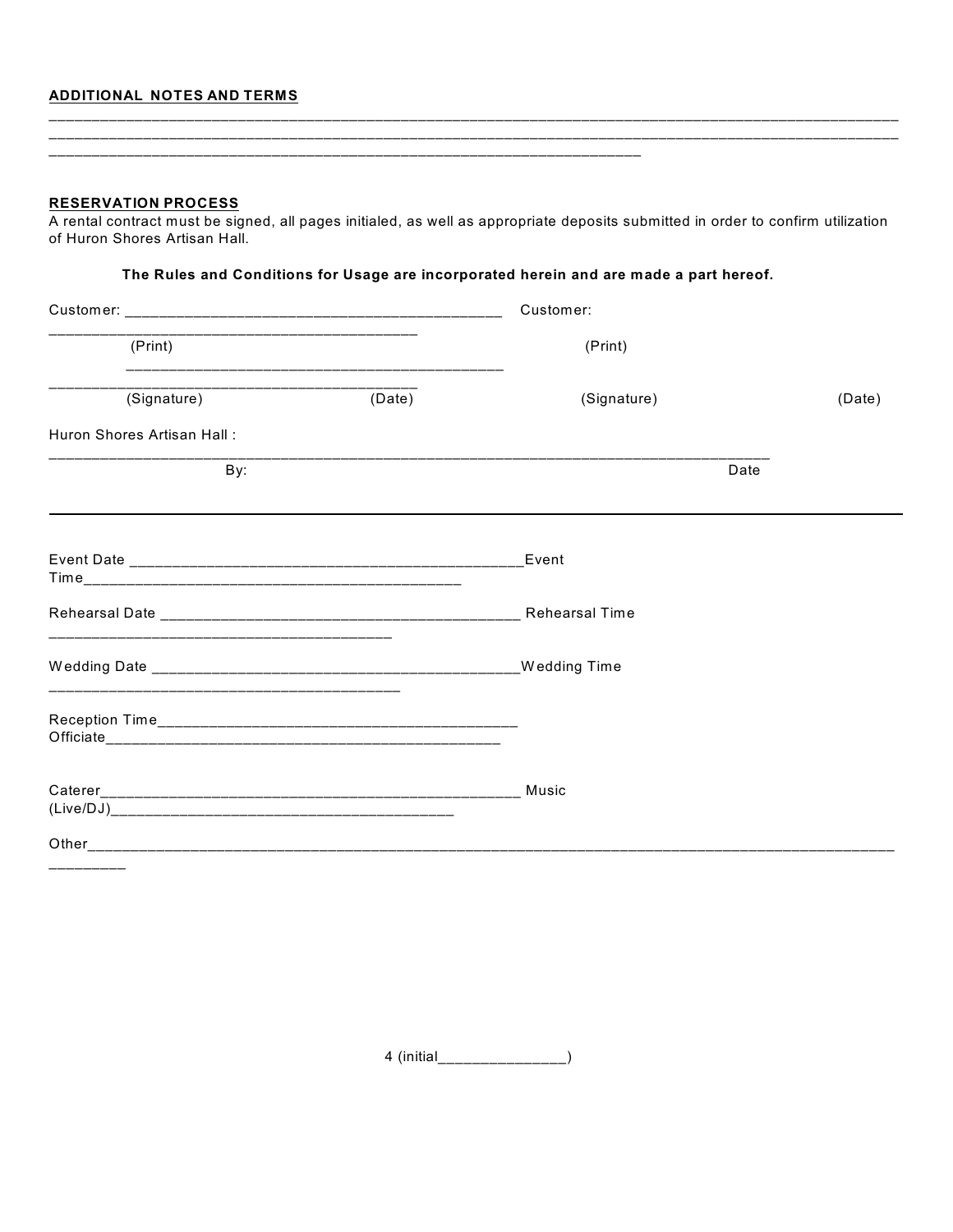**ADDITIONAL NOTES AND TERMS**

_____________________________________________________________________________________________

_____________________________________________________________________________________________

________________________________________________________________

**RESERVATION PROCESS**

A rental contract must be signed, all pages initialed, as well as appropriate deposits submitted in order to confirm utilization of Huron Shores Artisan Hall.

**The Rules and Conditions for Usage are incorporated herein and are made a part hereof.**

Customer: ________________________________________ Customer: ________________________________________

(Print) ________________________________________ (Print)

________________________________________

(Signature) (Date) (Signature) (Date)

Huron Shores Artisan Hall :

______________________________________________________________________________

By: Date

---

Event Date ____________________________________________ Event Time ____________________________________________

Rehearsal Date ________________________________________ Rehearsal Time ______________________________________

Wedding Date _________________________________________ Wedding Time ______________________________________

Reception Time ________________________________________ Officiate ____________________________________________

Caterer _______________________________________________ Music (Live/DJ) _____________________________________

Other ___________________________________________________________________________________________________

(initial_______________)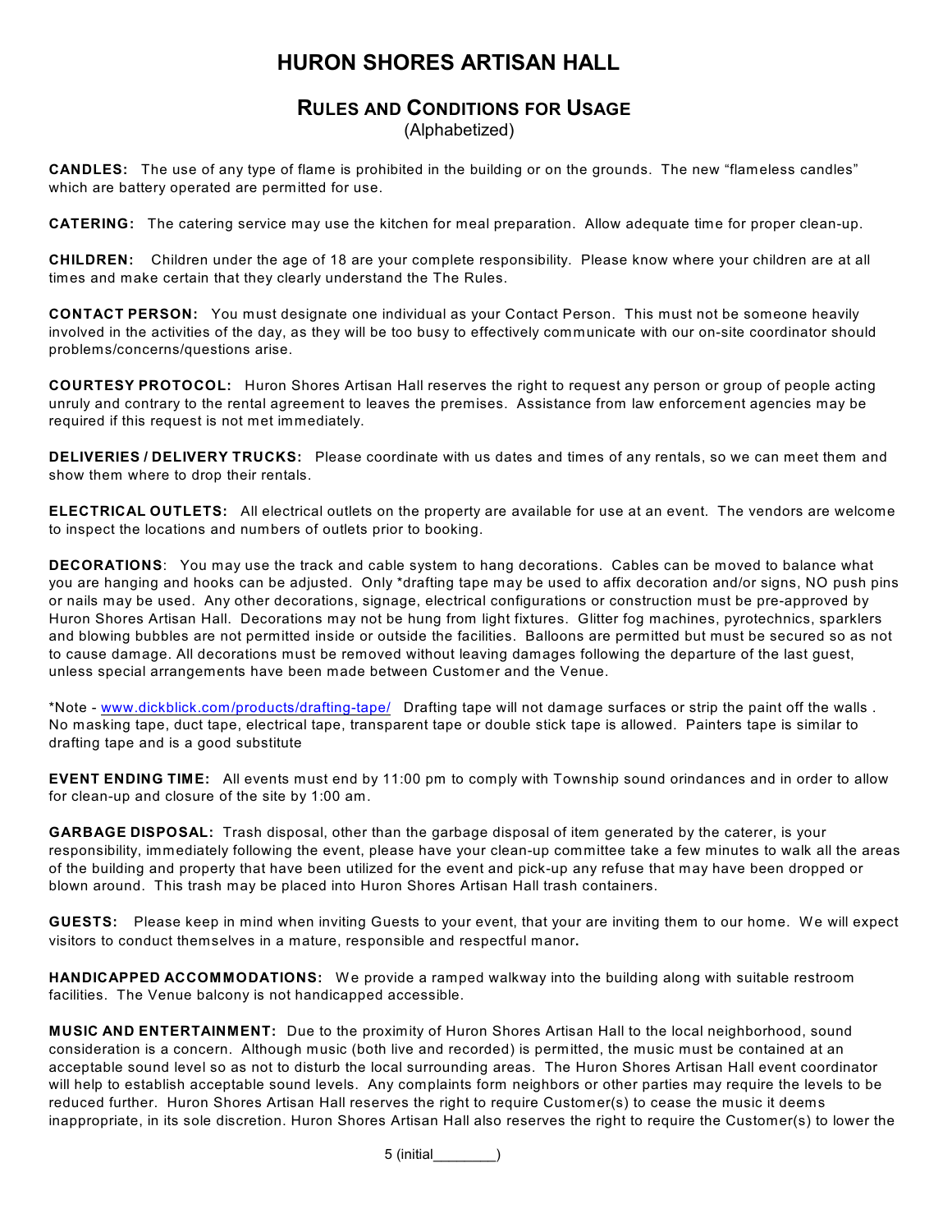# HURON SHORES ARTISAN HALL

## RULES AND CONDITIONS FOR USAGE

(Alphabetized)

**CANDLES:** The use of any type of flame is prohibited in the building or on the grounds. The new "flameless candles" which are battery operated are permitted for use.

**CATERING:** The catering service may use the kitchen for meal preparation. Allow adequate time for proper clean-up.

**CHILDREN:** Children under the age of 18 are your complete responsibility. Please know where your children are at all times and make certain that they clearly understand the The Rules.

**CONTACT PERSON:** You must designate one individual as your Contact Person. This must not be someone heavily involved in the activities of the day, as they will be too busy to effectively communicate with our on-site coordinator should problems/concerns/questions arise.

**COURTESY PROTOCOL:** Huron Shores Artisan Hall reserves the right to request any person or group of people acting unruly and contrary to the rental agreement to leaves the premises. Assistance from law enforcement agencies may be required if this request is not met immediately.

**DELIVERIES / DELIVERY TRUCKS:** Please coordinate with us dates and times of any rentals, so we can meet them and show them where to drop their rentals.

**ELECTRICAL OUTLETS:** All electrical outlets on the property are available for use at an event. The vendors are welcome to inspect the locations and numbers of outlets prior to booking.

**DECORATIONS**: You may use the track and cable system to hang decorations. Cables can be moved to balance what you are hanging and hooks can be adjusted. Only *drafting tape may be used to affix decoration and/or signs, NO push pins or nails may be used. Any other decorations, signage, electrical configurations or construction must be pre-approved by Huron Shores Artisan Hall. Decorations may not be hung from light fixtures. Glitter fog machines, pyrotechnics, sparklers and blowing bubbles are not permitted inside or outside the facilities. Balloons are permitted but must be secured so as not to cause damage. All decorations must be removed without leaving damages following the departure of the last guest, unless special arrangements have been made between Customer and the Venue.

*Note - [www.dickblick.com/products/drafting-tape/](http://www.dickblick.com/products/drafting-tape/) Drafting tape will not damage surfaces or strip the paint off the walls . No masking tape, duct tape, electrical tape, transparent tape or double stick tape is allowed. Painters tape is similar to drafting tape and is a good substitute

**EVENT ENDING TIME:** All events must end by 11:00 pm to comply with Township sound orindances and in order to allow for clean-up and closure of the site by 1:00 am.

**GARBAGE DISPOSAL:** Trash disposal, other than the garbage disposal of item generated by the caterer, is your responsibility, immediately following the event, please have your clean-up committee take a few minutes to walk all the areas of the building and property that have been utilized for the event and pick-up any refuse that may have been dropped or blown around. This trash may be placed into Huron Shores Artisan Hall trash containers.

**GUESTS:** Please keep in mind when inviting Guests to your event, that your are inviting them to our home. We will expect visitors to conduct themselves in a mature, responsible and respectful manor**.**

**HANDICAPPED ACCOMMODATIONS:** We provide a ramped walkway into the building along with suitable restroom facilities. The Venue balcony is not handicapped accessible.

**MUSIC AND ENTERTAINMENT:** Due to the proximity of Huron Shores Artisan Hall to the local neighborhood, sound consideration is a concern. Although music (both live and recorded) is permitted, the music must be contained at an acceptable sound level so as not to disturb the local surrounding areas. The Huron Shores Artisan Hall event coordinator will help to establish acceptable sound levels. Any complaints form neighbors or other parties may require the levels to be reduced further. Huron Shores Artisan Hall reserves the right to require Customer(s) to cease the music it deems inappropriate, in its sole discretion. Huron Shores Artisan Hall also reserves the right to require the Customer(s) to lower the

5 (initial________)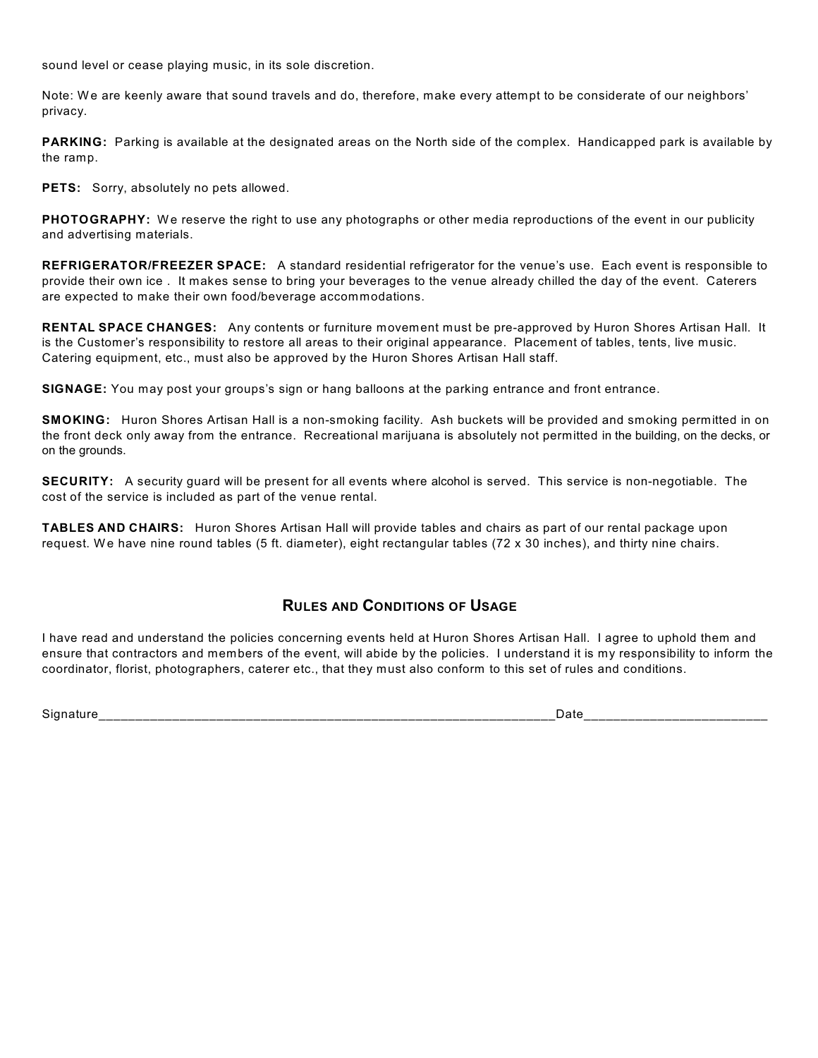sound level or cease playing music, in its sole discretion.

Note: We are keenly aware that sound travels and do, therefore, make every attempt to be considerate of our neighbors' privacy.

**PARKING:** Parking is available at the designated areas on the North side of the complex. Handicapped park is available by the ramp.

**PETS:** Sorry, absolutely no pets allowed.

**PHOTOGRAPHY:** We reserve the right to use any photographs or other media reproductions of the event in our publicity and advertising materials.

**REFRIGERATOR/FREEZER SPACE:** A standard residential refrigerator for the venue's use. Each event is responsible to provide their own ice . It makes sense to bring your beverages to the venue already chilled the day of the event. Caterers are expected to make their own food/beverage accommodations.

**RENTAL SPACE CHANGES:** Any contents or furniture movement must be pre-approved by Huron Shores Artisan Hall. It is the Customer's responsibility to restore all areas to their original appearance. Placement of tables, tents, live music. Catering equipment, etc., must also be approved by the Huron Shores Artisan Hall staff.

**SIGNAGE:** You may post your groups's sign or hang balloons at the parking entrance and front entrance.

**SMOKING:** Huron Shores Artisan Hall is a non-smoking facility. Ash buckets will be provided and smoking permitted in on the front deck only away from the entrance. Recreational marijuana is absolutely not permitted in the building, on the decks, or on the grounds.

**SECURITY:** A security guard will be present for all events where alcohol is served. This service is non-negotiable. The cost of the service is included as part of the venue rental.

**TABLES AND CHAIRS:** Huron Shores Artisan Hall will provide tables and chairs as part of our rental package upon request. We have nine round tables (5 ft. diameter), eight rectangular tables (72 x 30 inches), and thirty nine chairs.

## Rules and Conditions of Usage

I have read and understand the policies concerning events held at Huron Shores Artisan Hall. I agree to uphold them and ensure that contractors and members of the event, will abide by the policies. I understand it is my responsibility to inform the coordinator, florist, photographers, caterer etc., that they must also conform to this set of rules and conditions.

Signature_________________________________________________________________Date__________________________